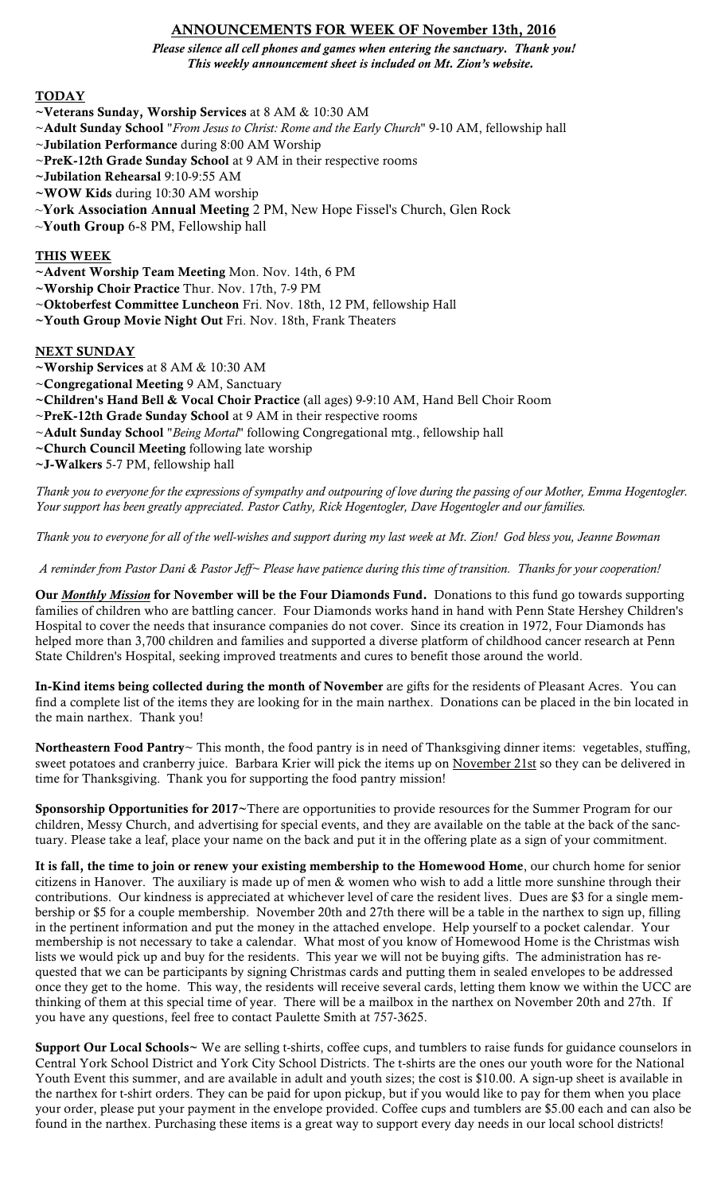# ANNOUNCEMENTS FOR WEEK OF November 13th, 2016

***Please silence all cell phones and games when entering the sanctuary. Thank you!***
***This weekly announcement sheet is included on Mt. Zion's website.***

## TODAY

- ~**Veterans Sunday, Worship Services** at 8 AM & 10:30 AM
- ~**Adult Sunday School** "*From Jesus to Christ: Rome and the Early Church*" 9-10 AM, fellowship hall
- ~**Jubilation Performance** during 8:00 AM Worship
- ~**PreK-12th Grade Sunday School** at 9 AM in their respective rooms
- ~**Jubilation Rehearsal** 9:10-9:55 AM
- ~**WOW Kids** during 10:30 AM worship
- ~**York Association Annual Meeting** 2 PM, New Hope Fissel's Church, Glen Rock
- ~**Youth Group** 6-8 PM, Fellowship hall

## THIS WEEK

- ~**Advent Worship Team Meeting** Mon. Nov. 14th, 6 PM
- ~**Worship Choir Practice** Thur. Nov. 17th, 7-9 PM
- ~**Oktoberfest Committee Luncheon** Fri. Nov. 18th, 12 PM, fellowship Hall
- ~**Youth Group Movie Night Out** Fri. Nov. 18th, Frank Theaters

## NEXT SUNDAY

- ~**Worship Services** at 8 AM & 10:30 AM
- ~**Congregational Meeting** 9 AM, Sanctuary
- ~**Children's Hand Bell & Vocal Choir Practice** (all ages) 9-9:10 AM, Hand Bell Choir Room
- ~**PreK-12th Grade Sunday School** at 9 AM in their respective rooms
- ~**Adult Sunday School** "*Being Mortal*" following Congregational mtg., fellowship hall
- ~**Church Council Meeting** following late worship
- ~**J-Walkers** 5-7 PM, fellowship hall

*Thank you to everyone for the expressions of sympathy and outpouring of love during the passing of our Mother, Emma Hogentogler. Your support has been greatly appreciated. Pastor Cathy, Rick Hogentogler, Dave Hogentogler and our families.*

*Thank you to everyone for all of the well-wishes and support during my last week at Mt. Zion! God bless you, Jeanne Bowman*

*A reminder from Pastor Dani & Pastor Jeff~ Please have patience during this time of transition. Thanks for your cooperation!*

**Our *Monthly Mission* for November will be the Four Diamonds Fund.** Donations to this fund go towards supporting families of children who are battling cancer. Four Diamonds works hand in hand with Penn State Hershey Children's Hospital to cover the needs that insurance companies do not cover. Since its creation in 1972, Four Diamonds has helped more than 3,700 children and families and supported a diverse platform of childhood cancer research at Penn State Children's Hospital, seeking improved treatments and cures to benefit those around the world.

**In-Kind items being collected during the month of November** are gifts for the residents of Pleasant Acres. You can find a complete list of the items they are looking for in the main narthex. Donations can be placed in the bin located in the main narthex. Thank you!

**Northeastern Food Pantry**~ This month, the food pantry is in need of Thanksgiving dinner items: vegetables, stuffing, sweet potatoes and cranberry juice. Barbara Krier will pick the items up on November 21st so they can be delivered in time for Thanksgiving. Thank you for supporting the food pantry mission!

**Sponsorship Opportunities for 2017~**There are opportunities to provide resources for the Summer Program for our children, Messy Church, and advertising for special events, and they are available on the table at the back of the sanctuary. Please take a leaf, place your name on the back and put it in the offering plate as a sign of your commitment.

**It is fall, the time to join or renew your existing membership to the Homewood Home**, our church home for senior citizens in Hanover. The auxiliary is made up of men & women who wish to add a little more sunshine through their contributions. Our kindness is appreciated at whichever level of care the resident lives. Dues are $3 for a single membership or $5 for a couple membership. November 20th and 27th there will be a table in the narthex to sign up, filling in the pertinent information and put the money in the attached envelope. Help yourself to a pocket calendar. Your membership is not necessary to take a calendar. What most of you know of Homewood Home is the Christmas wish lists we would pick up and buy for the residents. This year we will not be buying gifts. The administration has requested that we can be participants by signing Christmas cards and putting them in sealed envelopes to be addressed once they get to the home. This way, the residents will receive several cards, letting them know we within the UCC are thinking of them at this special time of year. There will be a mailbox in the narthex on November 20th and 27th. If you have any questions, feel free to contact Paulette Smith at 757-3625.

**Support Our Local Schools~** We are selling t-shirts, coffee cups, and tumblers to raise funds for guidance counselors in Central York School District and York City School Districts. The t-shirts are the ones our youth wore for the National Youth Event this summer, and are available in adult and youth sizes; the cost is $10.00. A sign-up sheet is available in the narthex for t-shirt orders. They can be paid for upon pickup, but if you would like to pay for them when you place your order, please put your payment in the envelope provided. Coffee cups and tumblers are $5.00 each and can also be found in the narthex. Purchasing these items is a great way to support every day needs in our local school districts!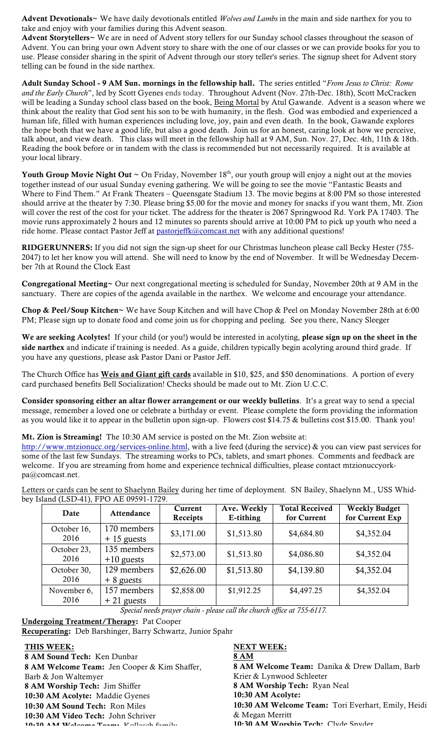**Advent Devotionals~** We have daily devotionals entitled *Wolves and Lambs* in the main and side narthex for you to take and enjoy with your families during this Advent season.

**Advent Storytellers~** We are in need of Advent story tellers for our Sunday school classes throughout the season of Advent. You can bring your own Advent story to share with the one of our classes or we can provide books for you to use. Please consider sharing in the spirit of Advent through our story teller's series. The signup sheet for Advent story telling can be found in the side narthex.

**Adult Sunday School - 9 AM Sun. mornings in the fellowship hall.** The series entitled "*From Jesus to Christ: Rome and the Early Church*", led by Scott Gyenes ends today. Throughout Advent (Nov. 27th-Dec. 18th), Scott McCracken will be leading a Sunday school class based on the book, Being Mortal by Atul Gawande. Advent is a season where we think about the reality that God sent his son to be with humanity, in the flesh. God was embodied and experienced a human life, filled with human experiences including love, joy, pain and even death. In the book, Gawande explores the hope both that we have a good life, but also a good death. Join us for an honest, caring look at how we perceive, talk about, and view death. This class will meet in the fellowship hall at 9 AM, Sun. Nov. 27, Dec. 4th, 11th & 18th. Reading the book before or in tandem with the class is recommended but not necessarily required. It is available at your local library.

**Youth Group Movie Night Out ~** On Friday, November 18th, our youth group will enjoy a night out at the movies together instead of our usual Sunday evening gathering. We will be going to see the movie "Fantastic Beasts and Where to Find Them." At Frank Theaters – Queensgate Stadium 13. The movie begins at 8:00 PM so those interested should arrive at the theater by 7:30. Please bring $5.00 for the movie and money for snacks if you want them, Mt. Zion will cover the rest of the cost for your ticket. The address for the theater is 2067 Springwood Rd. York PA 17403. The movie runs approximately 2 hours and 12 minutes so parents should arrive at 10:00 PM to pick up youth who need a ride home. Please contact Pastor Jeff at pastorjeffk@comcast.net with any additional questions!

**RIDGERUNNERS:** If you did not sign the sign-up sheet for our Christmas luncheon please call Becky Hester (755-2047) to let her know you will attend. She will need to know by the end of November. It will be Wednesday December 7th at Round the Clock East

**Congregational Meeting~** Our next congregational meeting is scheduled for Sunday, November 20th at 9 AM in the sanctuary. There are copies of the agenda available in the narthex. We welcome and encourage your attendance.

**Chop & Peel/Soup Kitchen~** We have Soup Kitchen and will have Chop & Peel on Monday November 28th at 6:00 PM; Please sign up to donate food and come join us for chopping and peeling. See you there, Nancy Sleeger

**We are seeking Acolytes!** If your child (or you!) would be interested in acolyting, **please sign up on the sheet in the side narthex** and indicate if training is needed. As a guide, children typically begin acolyting around third grade. If you have any questions, please ask Pastor Dani or Pastor Jeff.

The Church Office has **Weis and Giant gift cards** available in $10, $25, and $50 denominations. A portion of every card purchased benefits Bell Socialization! Checks should be made out to Mt. Zion U.C.C.

**Consider sponsoring either an altar flower arrangement or our weekly bulletins**. It's a great way to send a special message, remember a loved one or celebrate a birthday or event. Please complete the form providing the information as you would like it to appear in the bulletin upon sign-up. Flowers cost $14.75 & bulletins cost $15.00. Thank you!

**Mt. Zion is Streaming!** The 10:30 AM service is posted on the Mt. Zion website at: http://www.mtzionucc.org/services-online.html, with a live feed (during the service) & you can view past services for some of the last few Sundays. The streaming works to PCs, tablets, and smart phones. Comments and feedback are welcome. If you are streaming from home and experience technical difficulties, please contact mtzionuccyork-pa@comcast.net.

Letters or cards can be sent to Shaelynn Bailey during her time of deployment. SN Bailey, Shaelynn M., USS Whidbey Island (LSD-41), FPO AE 09591-1729.

| Date | Attendance | Current Receipts | Ave. Weekly E-tithing | Total Received for Current | Weekly Budget for Current Exp |
|---|---|---|---|---|---|
| October 16, 2016 | 170 members + 15 guests | $3,171.00 | $1,513.80 | $4,684.80 | $4,352.04 |
| October 23, 2016 | 135 members +10 guests | $2,573.00 | $1,513.80 | $4,086.80 | $4,352.04 |
| October 30, 2016 | 129 members + 8 guests | $2,626.00 | $1,513.80 | $4,139.80 | $4,352.04 |
| November 6, 2016 | 157 members + 21 guests | $2,858.00 | $1,912.25 | $4,497.25 | $4,352.04 |

*Special needs prayer chain - please call the church office at 755-6117.*

**Undergoing Treatment/Therapy:** Pat Cooper

**Recuperating:** Deb Barshinger, Barry Schwartz, Junior Spahr

**THIS WEEK:**

**8 AM Sound Tech:** Ken Dunbar

**8 AM Welcome Team:** Jen Cooper & Kim Shaffer, Barb & Jon Waltemyer

**8 AM Worship Tech:** Jim Shiffer

**10:30 AM Acolyte:** Maddie Gyenes

**10:30 AM Sound Tech:** Ron Miles

**10:30 AM Video Tech:** John Schriver

**10:30 AM Welcome Team:** Kollasch family

**NEXT WEEK:**

**8 AM**

**8 AM Welcome Team:** Danika & Drew Dallam, Barb Krier & Lynwood Schleeter

**8 AM Worship Tech:** Ryan Neal

**10:30 AM Acolyte:**

**10:30 AM Welcome Team:** Tori Everhart, Emily, Heidi & Megan Merritt

**10:30 AM Worship Tech:** Clyde Snyder